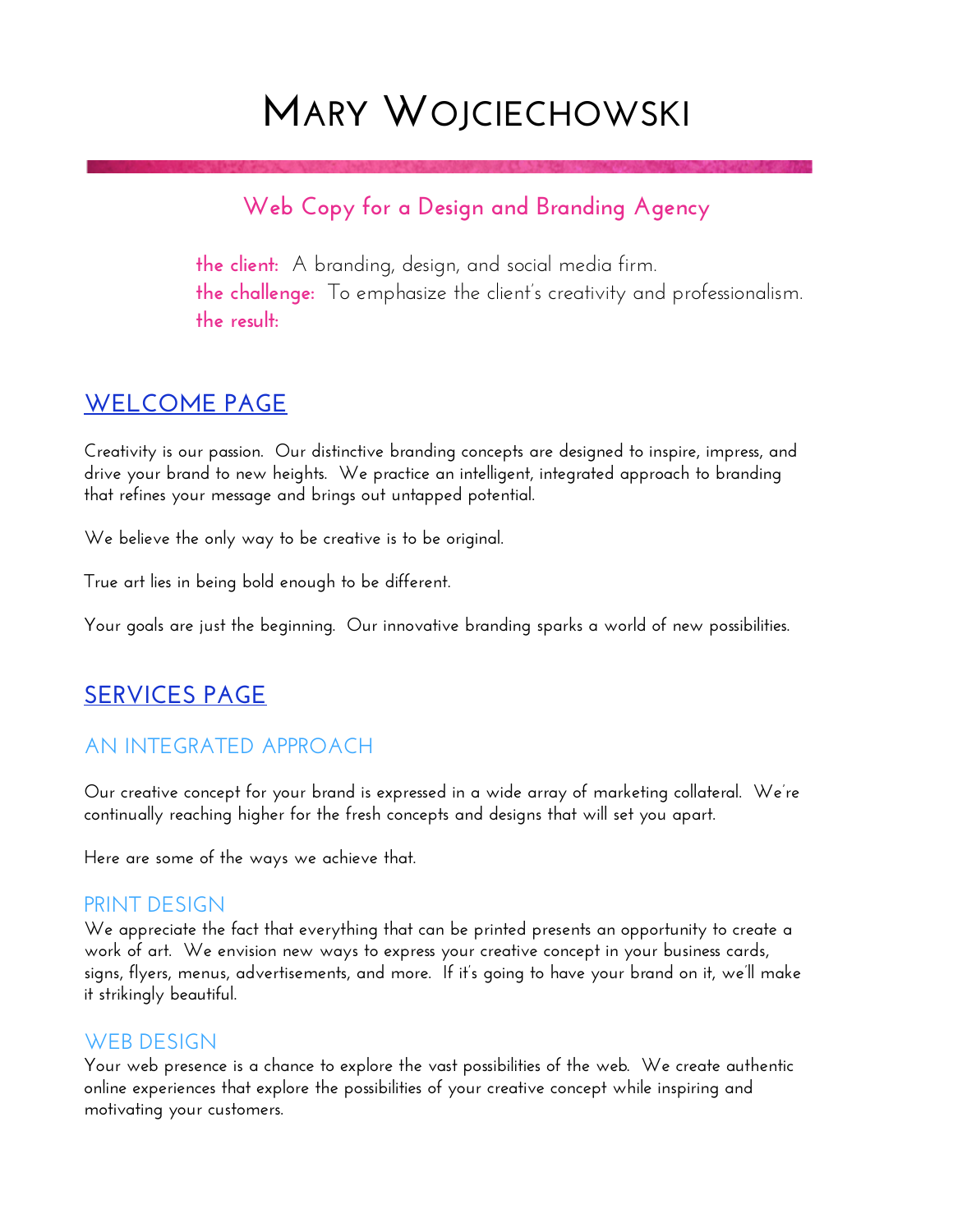# Mary Wojciechowski

## Web Copy for a Design and Branding Agency

**the client:** A branding, design, and social media firm.
**the challenge:** To emphasize the client's creativity and professionalism.
**the result:**

## WELCOME PAGE

Creativity is our passion. Our distinctive branding concepts are designed to inspire, impress, and drive your brand to new heights. We practice an intelligent, integrated approach to branding that refines your message and brings out untapped potential.

We believe the only way to be creative is to be original.

True art lies in being bold enough to be different.

Your goals are just the beginning. Our innovative branding sparks a world of new possibilities.

## SERVICES PAGE

### AN INTEGRATED APPROACH

Our creative concept for your brand is expressed in a wide array of marketing collateral. We're continually reaching higher for the fresh concepts and designs that will set you apart.

Here are some of the ways we achieve that.

### PRINT DESIGN

We appreciate the fact that everything that can be printed presents an opportunity to create a work of art. We envision new ways to express your creative concept in your business cards, signs, flyers, menus, advertisements, and more. If it's going to have your brand on it, we'll make it strikingly beautiful.

### WEB DESIGN

Your web presence is a chance to explore the vast possibilities of the web. We create authentic online experiences that explore the possibilities of your creative concept while inspiring and motivating your customers.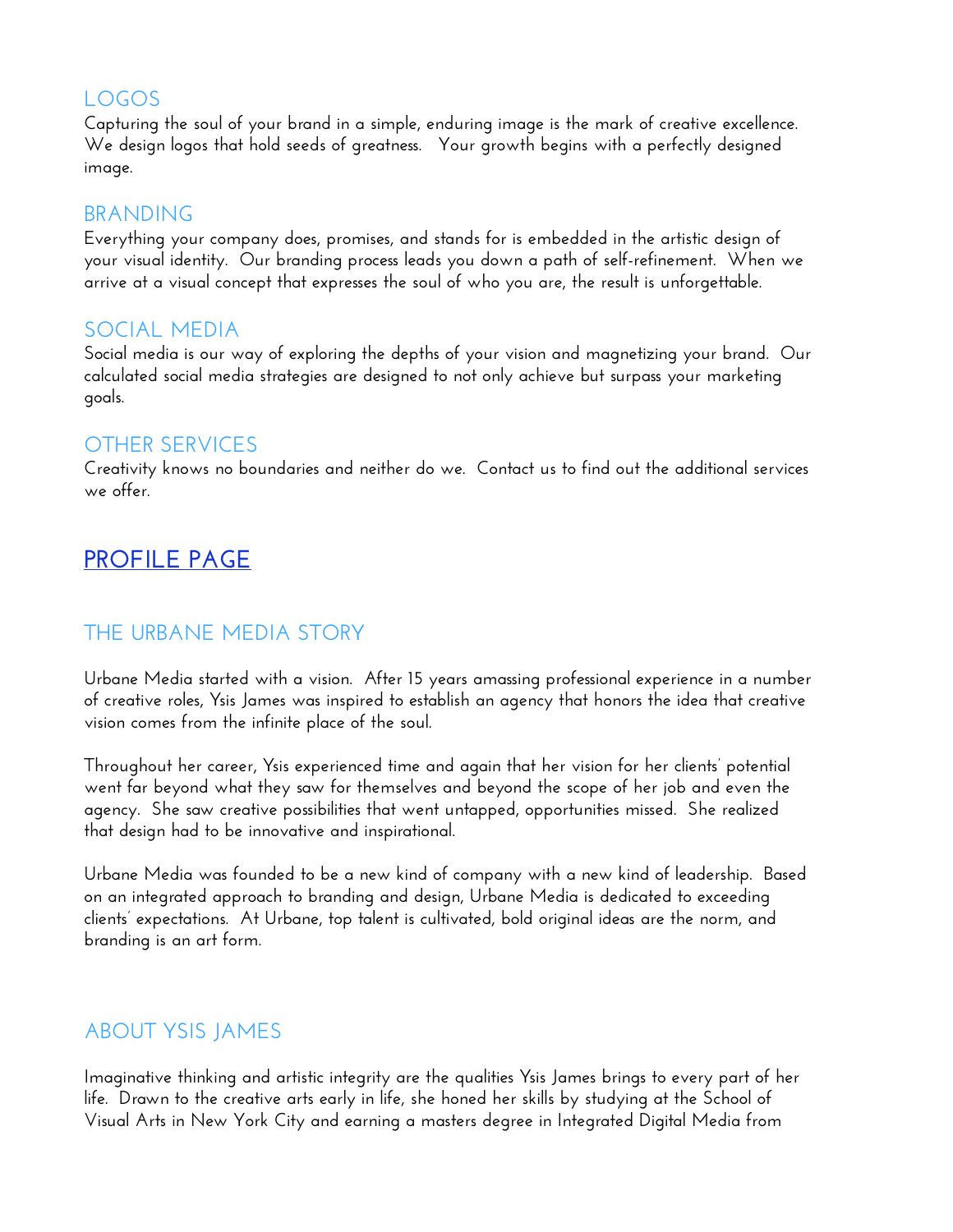## LOGOS

Capturing the soul of your brand in a simple, enduring image is the mark of creative excellence. We design logos that hold seeds of greatness. Your growth begins with a perfectly designed image.

## BRANDING

Everything your company does, promises, and stands for is embedded in the artistic design of your visual identity. Our branding process leads you down a path of self-refinement. When we arrive at a visual concept that expresses the soul of who you are, the result is unforgettable.

## SOCIAL MEDIA

Social media is our way of exploring the depths of your vision and magnetizing your brand. Our calculated social media strategies are designed to not only achieve but surpass your marketing goals.

## OTHER SERVICES

Creativity knows no boundaries and neither do we. Contact us to find out the additional services we offer.

# PROFILE PAGE

## THE URBANE MEDIA STORY

Urbane Media started with a vision. After 15 years amassing professional experience in a number of creative roles, Ysis James was inspired to establish an agency that honors the idea that creative vision comes from the infinite place of the soul.

Throughout her career, Ysis experienced time and again that her vision for her clients' potential went far beyond what they saw for themselves and beyond the scope of her job and even the agency. She saw creative possibilities that went untapped, opportunities missed. She realized that design had to be innovative and inspirational.

Urbane Media was founded to be a new kind of company with a new kind of leadership. Based on an integrated approach to branding and design, Urbane Media is dedicated to exceeding clients' expectations. At Urbane, top talent is cultivated, bold original ideas are the norm, and branding is an art form.

## ABOUT YSIS JAMES

Imaginative thinking and artistic integrity are the qualities Ysis James brings to every part of her life. Drawn to the creative arts early in life, she honed her skills by studying at the School of Visual Arts in New York City and earning a masters degree in Integrated Digital Media from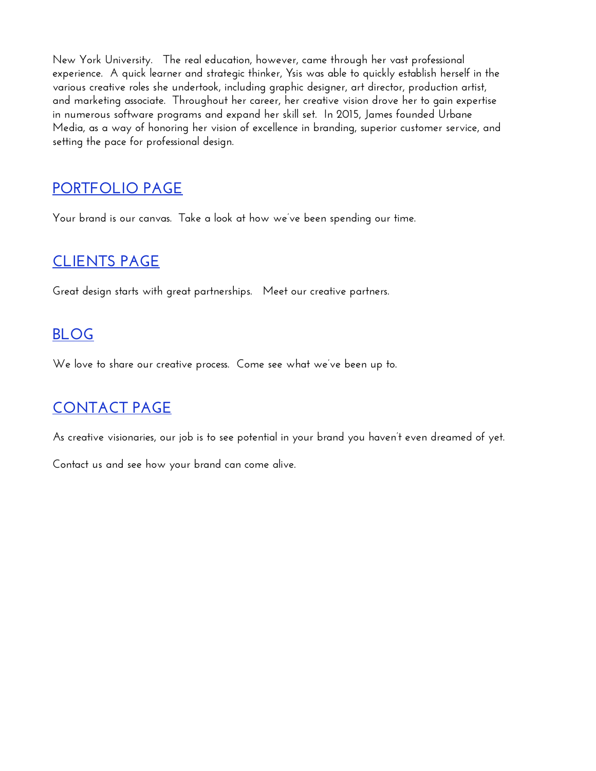New York University. The real education, however, came through her vast professional experience. A quick learner and strategic thinker, Ysis was able to quickly establish herself in the various creative roles she undertook, including graphic designer, art director, production artist, and marketing associate. Throughout her career, her creative vision drove her to gain expertise in numerous software programs and expand her skill set. In 2015, James founded Urbane Media, as a way of honoring her vision of excellence in branding, superior customer service, and setting the pace for professional design.

## PORTFOLIO PAGE

Your brand is our canvas. Take a look at how we've been spending our time.

## CLIENTS PAGE

Great design starts with great partnerships. Meet our creative partners.

## BLOG

We love to share our creative process. Come see what we've been up to.

## CONTACT PAGE

As creative visionaries, our job is to see potential in your brand you haven't even dreamed of yet.

Contact us and see how your brand can come alive.